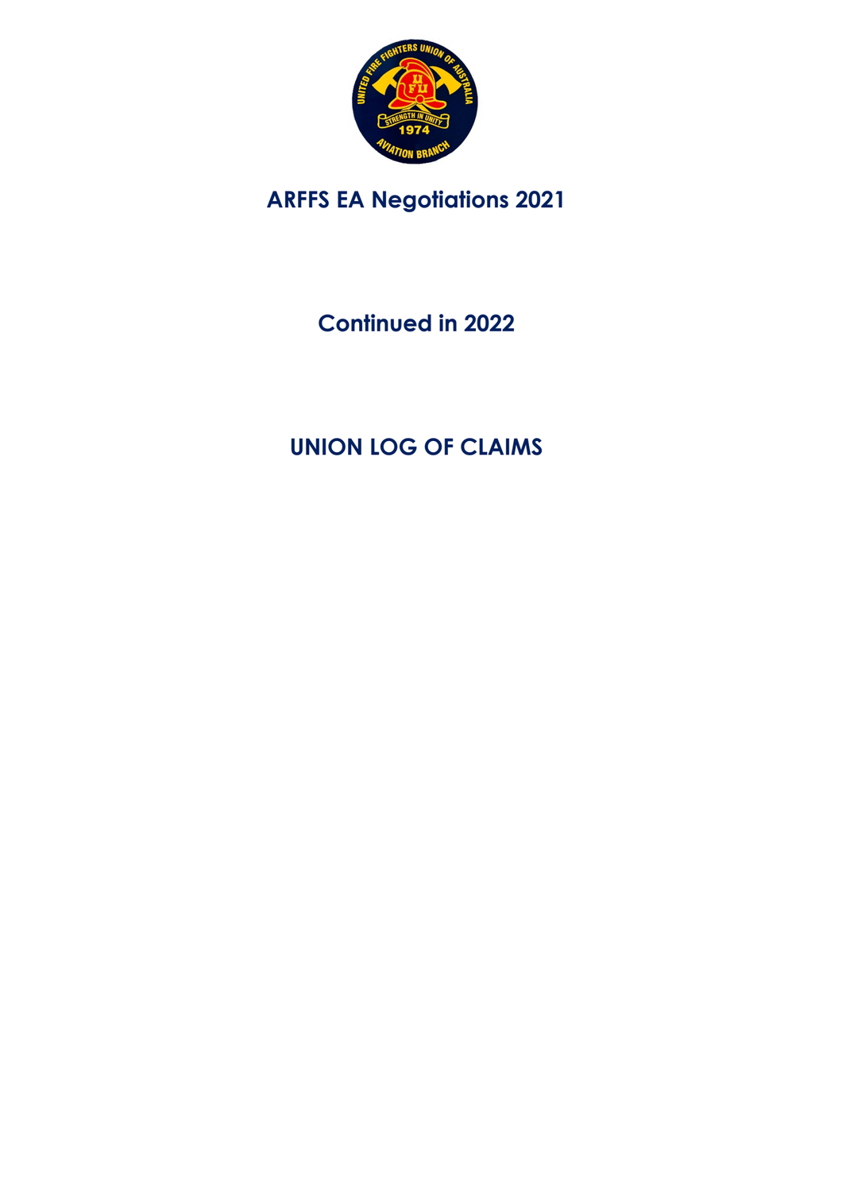# ARFFS EA Negotiations 2021

## Continued in 2022

## UNION LOG OF CLAIMS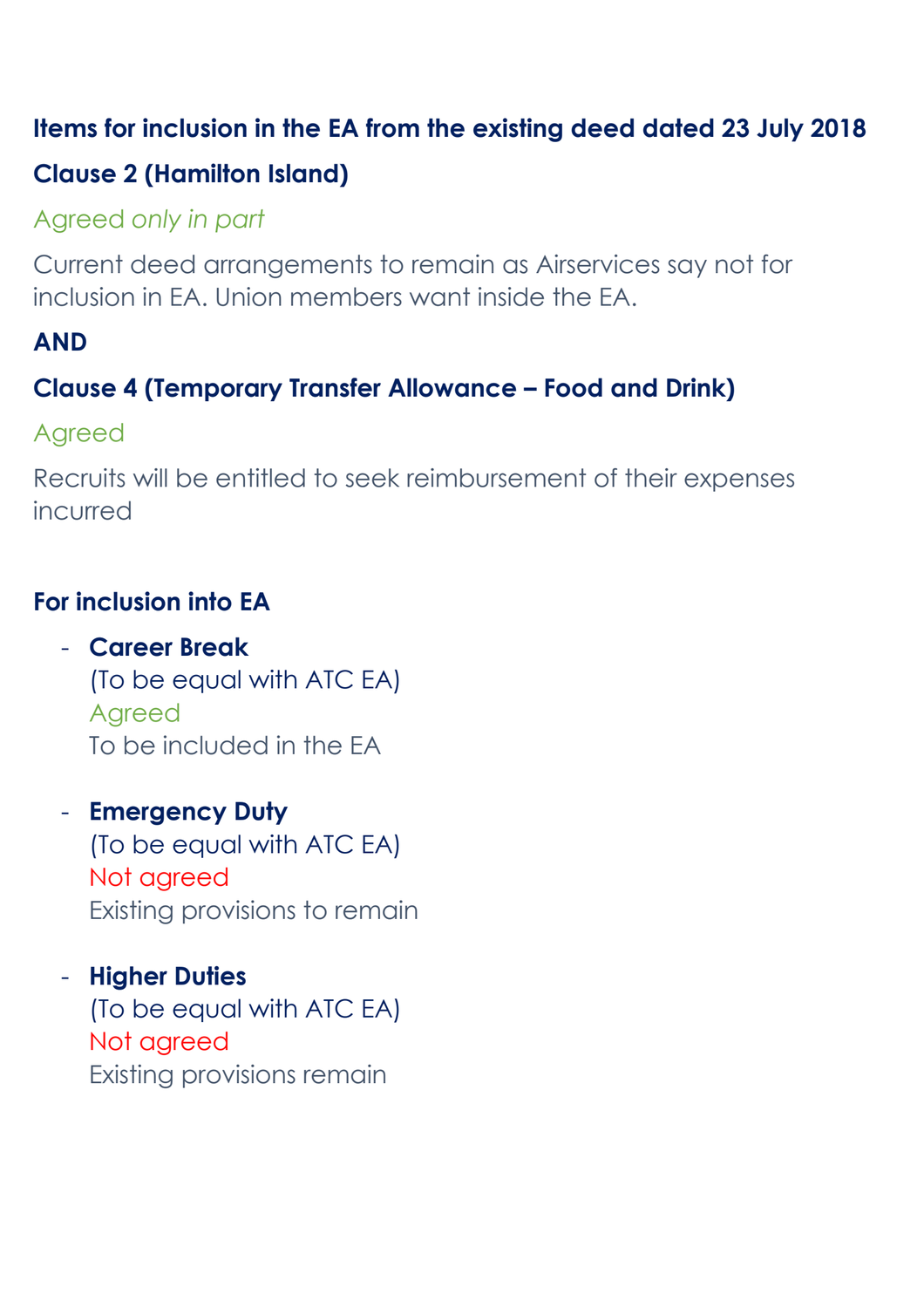**Items for inclusion in the EA from the existing deed dated 23 July 2018**

**Clause 2 (Hamilton Island)**

Agreed *only in part*

Current deed arrangements to remain as Airservices say not for inclusion in EA. Union members want inside the EA.

**AND**

**Clause 4 (Temporary Transfer Allowance – Food and Drink)**

Agreed

Recruits will be entitled to seek reimbursement of their expenses incurred

**For inclusion into EA**

- **Career Break**
  (To be equal with ATC EA)
  Agreed
  To be included in the EA

- **Emergency Duty**
  (To be equal with ATC EA)
  Not agreed
  Existing provisions to remain

- **Higher Duties**
  (To be equal with ATC EA)
  Not agreed
  Existing provisions remain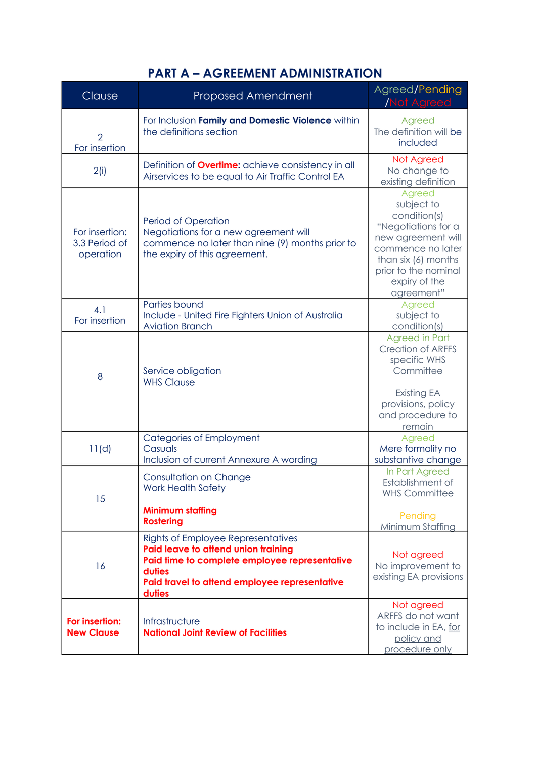# PART A – AGREEMENT ADMINISTRATION

| Clause | Proposed Amendment | Agreed/Pending/Not Agreed |
|---|---|---|
| 2<br>For insertion | For Inclusion **Family and Domestic Violence** within the definitions section | Agreed<br>The definition will be included |
| 2(i) | Definition of **Overtime:** achieve consistency in all Airservices to be equal to Air Traffic Control EA | Not Agreed<br>No change to existing definition |
| For insertion:<br>3.3 Period of operation | Period of Operation<br>Negotiations for a new agreement will commence no later than nine (9) months prior to the expiry of this agreement. | Agreed<br>subject to condition(s)<br>"Negotiations for a new agreement will commence no later than six (6) months prior to the nominal expiry of the agreement" |
| 4.1<br>For insertion | Parties bound<br>Include - United Fire Fighters Union of Australia Aviation Branch | Agreed<br>subject to condition(s) |
| 8 | Service obligation<br>WHS Clause | Agreed in Part<br>Creation of ARFFS specific WHS Committee<br><br>Existing EA provisions, policy and procedure to remain |
| 11(d) | Categories of Employment<br>Casuals<br>Inclusion of current Annexure A wording | Agreed<br>Mere formality no substantive change |
| 15 | Consultation on Change<br>Work Health Safety<br><br>**Minimum staffing**<br>**Rostering** | In Part Agreed<br>Establishment of WHS Committee<br><br>Pending<br>Minimum Staffing |
| 16 | Rights of Employee Representatives<br>**Paid leave to attend union training**<br>**Paid time to complete employee representative duties**<br>**Paid travel to attend employee representative duties** | Not agreed<br>No improvement to existing EA provisions |
| **For insertion: New Clause** | Infrastructure<br>**National Joint Review of Facilities** | Not agreed<br>ARFFS do not want to include in EA, for policy and procedure only |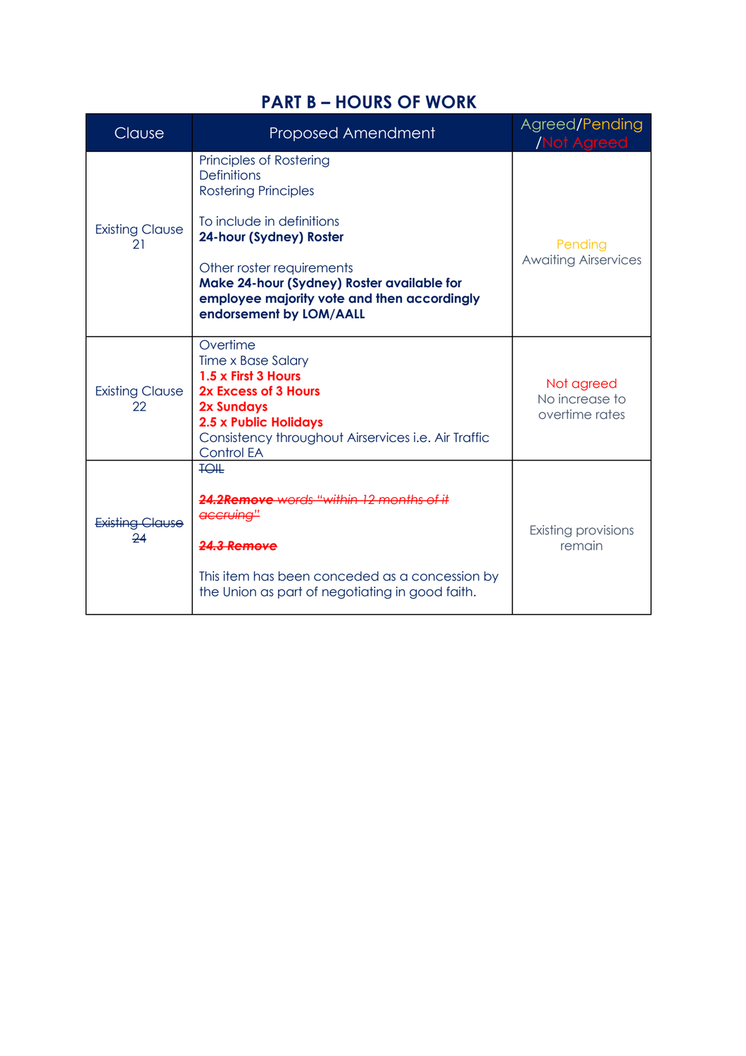# PART B – HOURS OF WORK

| Clause | Proposed Amendment | Agreed/Pending /Not Agreed |
|---|---|---|
| Existing Clause 21 | Principles of Rostering<br>Definitions<br>Rostering Principles<br><br>To include in definitions<br>**24-hour (Sydney) Roster**<br><br>Other roster requirements<br>**Make 24-hour (Sydney) Roster available for employee majority vote and then accordingly endorsement by LOM/AALL** | Pending<br>Awaiting Airservices |
| Existing Clause 22 | Overtime<br>Time x Base Salary<br>**1.5 x First 3 Hours**<br>**2x Excess of 3 Hours**<br>**2x Sundays**<br>**2.5 x Public Holidays**<br>Consistency throughout Airservices i.e. Air Traffic Control EA | Not agreed<br>No increase to overtime rates |
| ~~Existing Clause 24~~ | ~~TOIL~~<br><br>~~***24.2Remove** words "within 12 months of it accruing"*~~<br><br>~~***24.3 Remove***~~<br><br>This item has been conceded as a concession by the Union as part of negotiating in good faith. | Existing provisions remain |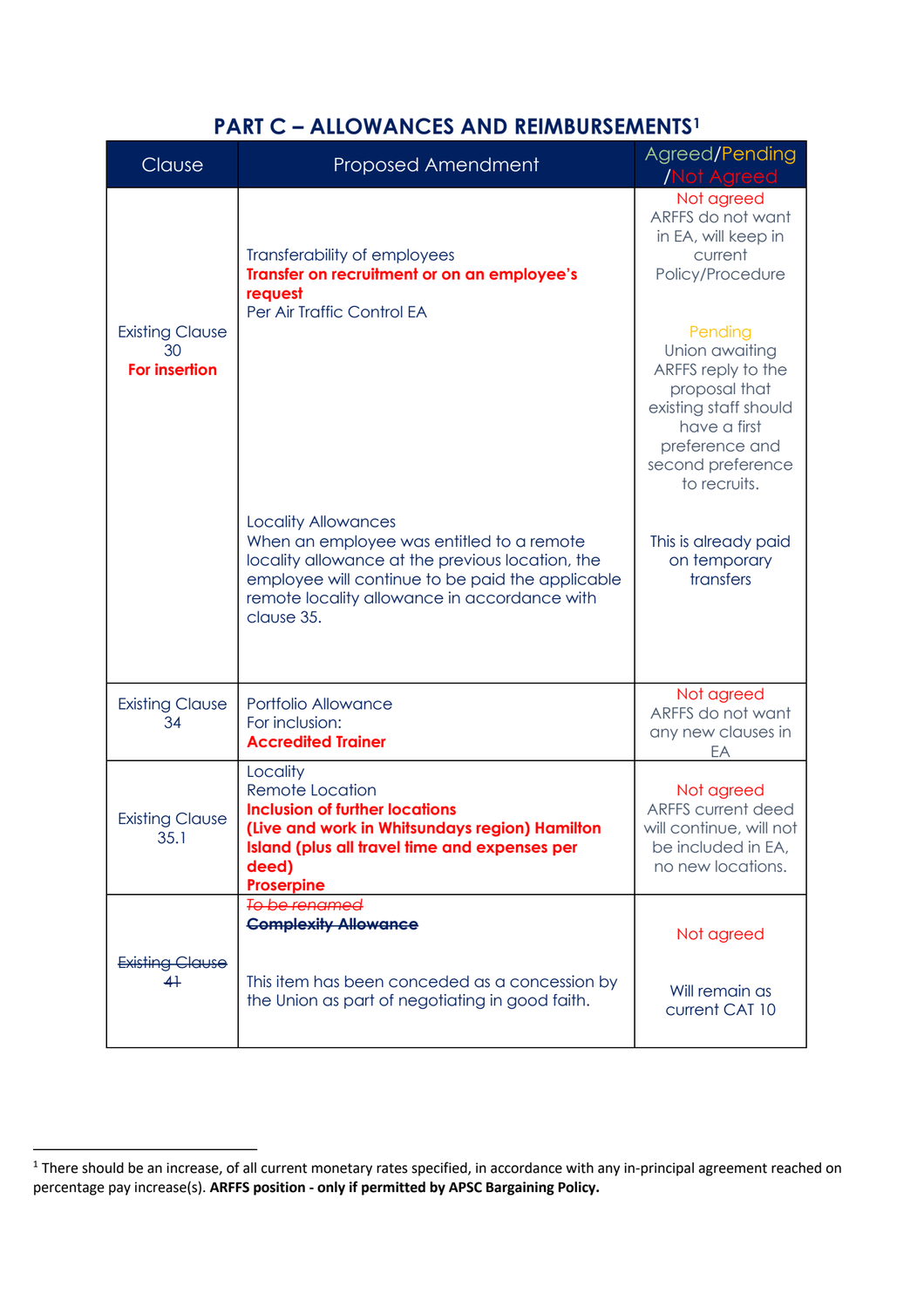## PART C – ALLOWANCES AND REIMBURSEMENTS[1]

| Clause | Proposed Amendment | Agreed/Pending/Not Agreed |
|---|---|---|
| Existing Clause 30 **For insertion** | Transferability of employees<br>**Transfer on recruitment or on an employee's request**<br>Per Air Traffic Control EA<br><br>Locality Allowances<br>When an employee was entitled to a remote locality allowance at the previous location, the employee will continue to be paid the applicable remote locality allowance in accordance with clause 35. | Not agreed<br>ARFFS do not want in EA, will keep in current Policy/Procedure<br><br>Pending<br>Union awaiting ARFFS reply to the proposal that existing staff should have a first preference and second preference to recruits.<br><br>This is already paid on temporary transfers |
| Existing Clause 34 | Portfolio Allowance<br>For inclusion:<br>**Accredited Trainer** | Not agreed<br>ARFFS do not want any new clauses in EA |
| Existing Clause 35.1 | Locality<br>Remote Location<br>**Inclusion of further locations**<br>**(Live and work in Whitsundays region) Hamilton Island (plus all travel time and expenses per deed)**<br>**Proserpine** | Not agreed<br>ARFFS current deed will continue, will not be included in EA, no new locations. |
| ~~Existing Clause 41~~ | ~~To be renamed~~<br>~~**Complexity Allowance**~~<br><br>This item has been conceded as a concession by the Union as part of negotiating in good faith. | Not agreed<br><br>Will remain as current CAT 10 |

[1] There should be an increase, of all current monetary rates specified, in accordance with any in-principal agreement reached on percentage pay increase(s). **ARFFS position - only if permitted by APSC Bargaining Policy.**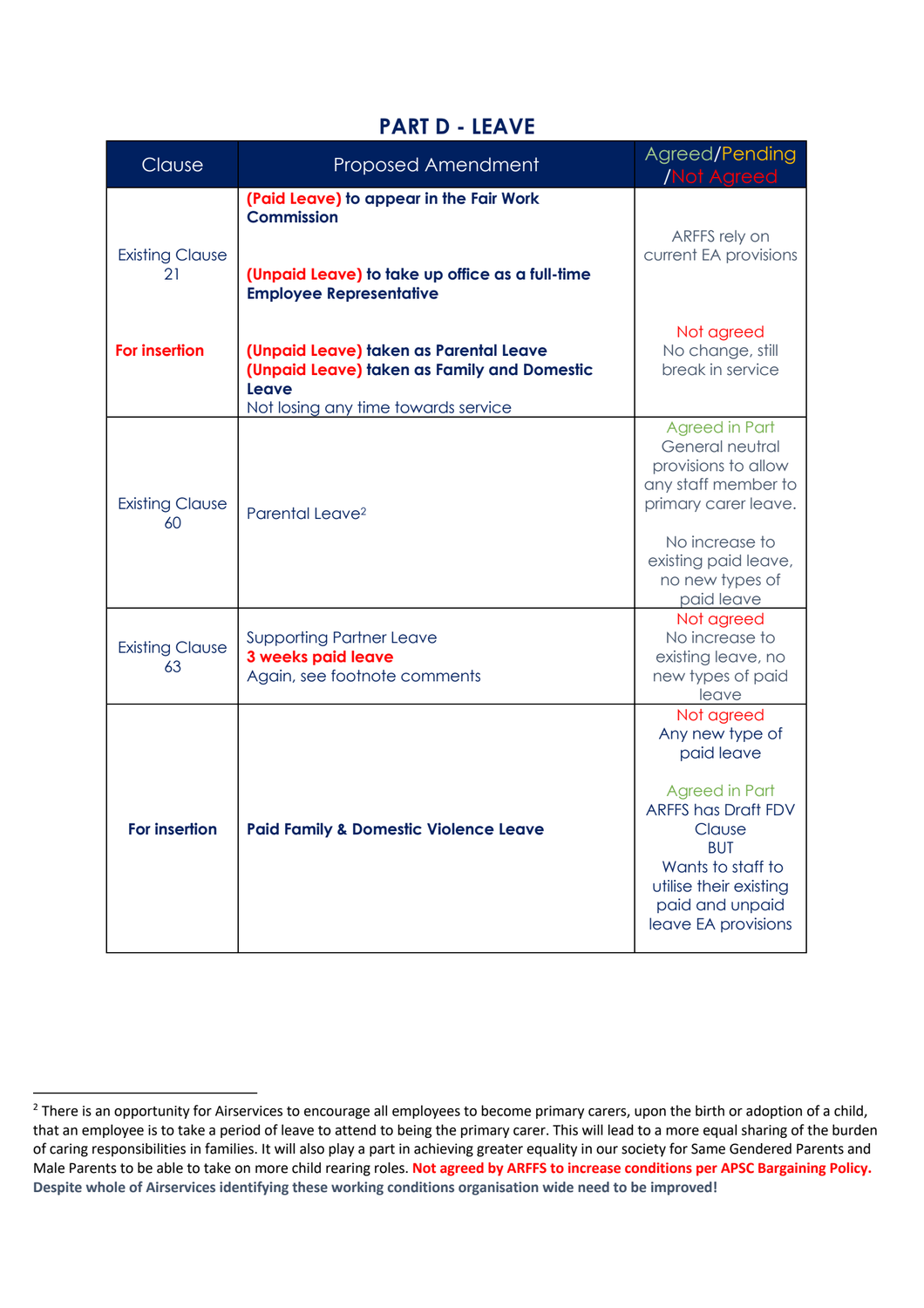## PART D - LEAVE

| Clause | Proposed Amendment | Agreed/Pending /Not Agreed |
|---|---|---|
| Existing Clause 21 | **(Paid Leave) to appear in the Fair Work Commission**<br><br>**(Unpaid Leave) to take up office as a full-time Employee Representative** | ARFFS rely on current EA provisions |
| **For insertion** | **(Unpaid Leave) taken as Parental Leave**<br>**(Unpaid Leave) taken as Family and Domestic Leave**<br>Not losing any time towards service | Not agreed<br>No change, still break in service |
| Existing Clause 60 | Parental Leave[2] | Agreed in Part<br>General neutral provisions to allow any staff member to primary carer leave.<br><br>No increase to existing paid leave, no new types of paid leave |
| Existing Clause 63 | Supporting Partner Leave<br>**3 weeks paid leave**<br>Again, see footnote comments | Not agreed<br>No increase to existing leave, no new types of paid leave |
| **For insertion** | **Paid Family & Domestic Violence Leave** | Not agreed<br>Any new type of paid leave<br><br>Agreed in Part<br>ARFFS has Draft FDV Clause<br>BUT<br>Wants to staff to utilise their existing paid and unpaid leave EA provisions |

[2] There is an opportunity for Airservices to encourage all employees to become primary carers, upon the birth or adoption of a child, that an employee is to take a period of leave to attend to being the primary carer. This will lead to a more equal sharing of the burden of caring responsibilities in families. It will also play a part in achieving greater equality in our society for Same Gendered Parents and Male Parents to be able to take on more child rearing roles. **Not agreed by ARFFS to increase conditions per APSC Bargaining Policy. Despite whole of Airservices identifying these working conditions organisation wide need to be improved!**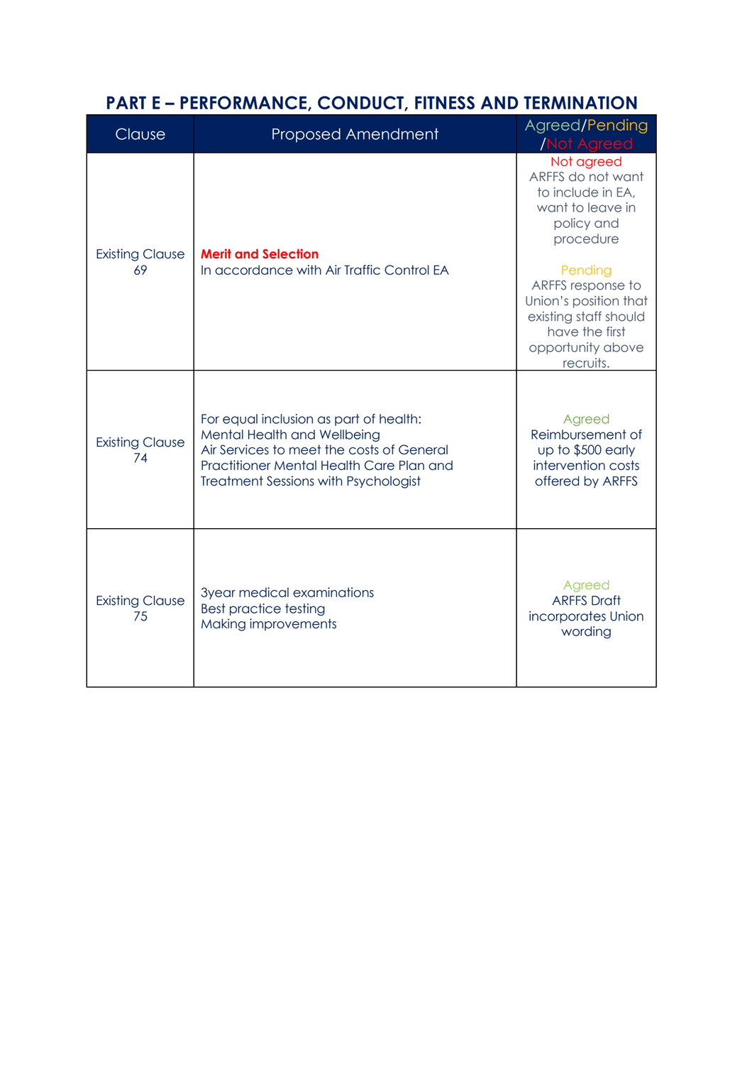## PART E – PERFORMANCE, CONDUCT, FITNESS AND TERMINATION

| Clause | Proposed Amendment | Agreed/Pending/Not Agreed |
|---|---|---|
| Existing Clause 69 | **Merit and Selection**<br>In accordance with Air Traffic Control EA | Not agreed<br>ARFFS do not want to include in EA, want to leave in policy and procedure<br><br>Pending<br>ARFFS response to Union's position that existing staff should have the first opportunity above recruits. |
| Existing Clause 74 | For equal inclusion as part of health:<br>Mental Health and Wellbeing<br>Air Services to meet the costs of General Practitioner Mental Health Care Plan and Treatment Sessions with Psychologist | Agreed<br>Reimbursement of up to $500 early intervention costs offered by ARFFS |
| Existing Clause 75 | 3year medical examinations<br>Best practice testing<br>Making improvements | Agreed<br>ARFFS Draft incorporates Union wording |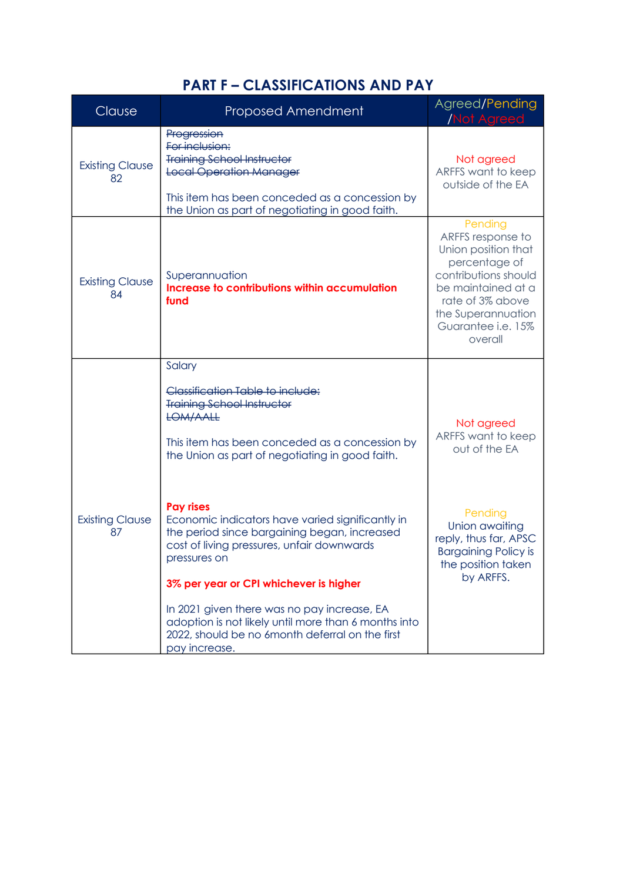## PART F – CLASSIFICATIONS AND PAY

| Clause | Proposed Amendment | Agreed/Pending/Not Agreed |
|---|---|---|
| Existing Clause 82 | ~~Progression~~<br>~~For inclusion:~~<br>~~Training School Instructor~~<br>~~Local Operation Manager~~<br><br>This item has been conceded as a concession by the Union as part of negotiating in good faith. | Not agreed<br>ARFFS want to keep outside of the EA |
| Existing Clause 84 | Superannuation<br>**Increase to contributions within accumulation fund** | Pending<br>ARFFS response to Union position that percentage of contributions should be maintained at a rate of 3% above the Superannuation Guarantee i.e. 15% overall |
| Existing Clause 87 | Salary<br><br>~~Classification Table to include:~~<br>~~Training School Instructor~~<br>~~LOM/AALL~~<br><br>This item has been conceded as a concession by the Union as part of negotiating in good faith. | Not agreed<br>ARFFS want to keep out of the EA |
| | **Pay rises**<br>Economic indicators have varied significantly in the period since bargaining began, increased cost of living pressures, unfair downwards pressures on<br><br>**3% per year or CPI whichever is higher**<br><br>In 2021 given there was no pay increase, EA adoption is not likely until more than 6 months into 2022, should be no 6month deferral on the first pay increase. | Pending<br>Union awaiting reply, thus far, APSC Bargaining Policy is the position taken by ARFFS. |